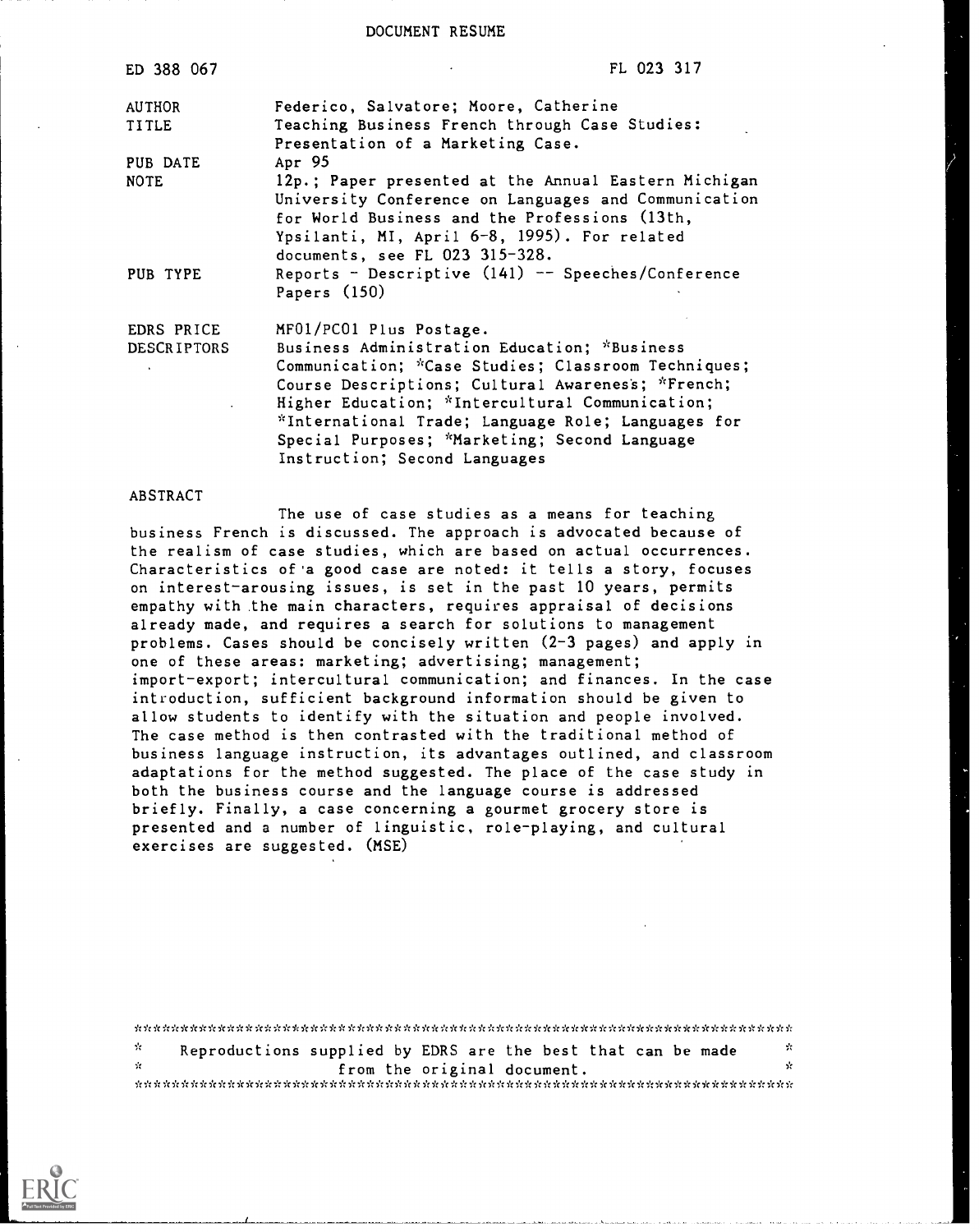DOCUMENT RESUME

| | |
|---|---|
| ED 388 067 | FL 023 317 |
| AUTHOR | Federico, Salvatore; Moore, Catherine |
| TITLE | Teaching Business French through Case Studies: Presentation of a Marketing Case. |
| PUB DATE | Apr 95 |
| NOTE | 12p.; Paper presented at the Annual Eastern Michigan University Conference on Languages and Communication for World Business and the Professions (13th, Ypsilanti, MI, April 6-8, 1995). For related documents, see FL 023 315-328. |
| PUB TYPE | Reports - Descriptive (141) -- Speeches/Conference Papers (150) |
| EDRS PRICE | MF01/PC01 Plus Postage. |
| DESCRIPTORS | Business Administration Education; *Business Communication; *Case Studies; Classroom Techniques; Course Descriptions; Cultural Awareness; *French; Higher Education; *Intercultural Communication; *International Trade; Language Role; Languages for Special Purposes; *Marketing; Second Language Instruction; Second Languages |

ABSTRACT

The use of case studies as a means for teaching business French is discussed. The approach is advocated because of the realism of case studies, which are based on actual occurrences. Characteristics of a good case are noted: it tells a story, focuses on interest-arousing issues, is set in the past 10 years, permits empathy with the main characters, requires appraisal of decisions already made, and requires a search for solutions to management problems. Cases should be concisely written (2-3 pages) and apply in one of these areas: marketing; advertising; management; import-export; intercultural communication; and finances. In the case introduction, sufficient background information should be given to allow students to identify with the situation and people involved. The case method is then contrasted with the traditional method of business language instruction, its advantages outlined, and classroom adaptations for the method suggested. The place of the case study in both the business course and the language course is addressed briefly. Finally, a case concerning a gourmet grocery store is presented and a number of linguistic, role-playing, and cultural exercises are suggested. (MSE)

***********************************************************************
* Reproductions supplied by EDRS are the best that can be made *
* from the original document. *
***********************************************************************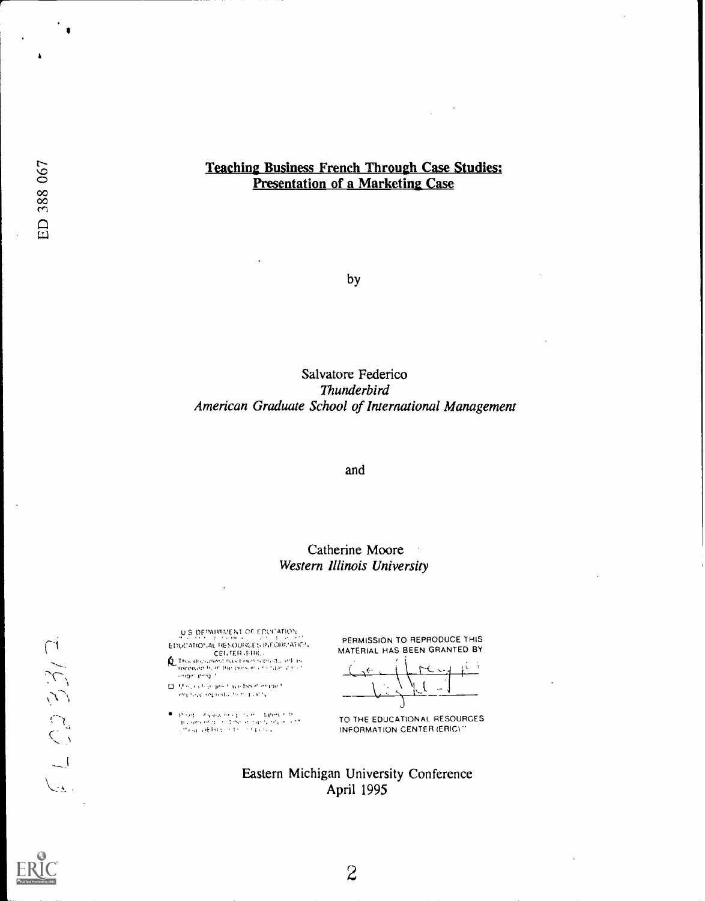# Teaching Business French Through Case Studies: Presentation of a Marketing Case

by

Salvatore Federico
*Thunderbird*
*American Graduate School of International Management*

and

Catherine Moore
*Western Illinois University*

U.S. DEPARTMENT OF EDUCATION
EDUCATIONAL RESOURCES INFORMATION CENTER (ERIC)

PERMISSION TO REPRODUCE THIS MATERIAL HAS BEEN GRANTED BY

TO THE EDUCATIONAL RESOURCES INFORMATION CENTER (ERIC)

Eastern Michigan University Conference
April 1995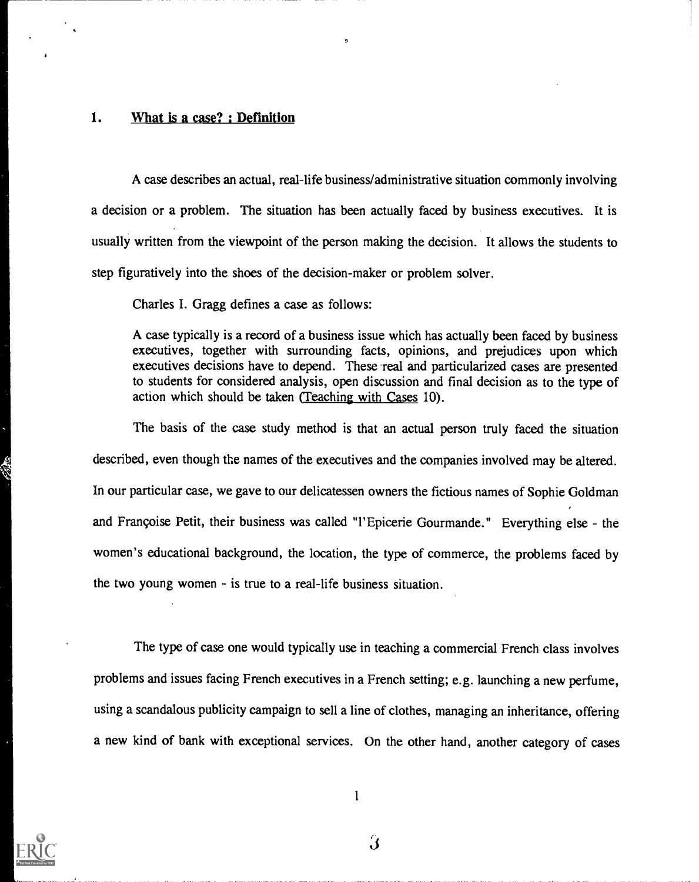## 1. What is a case? : Definition

A case describes an actual, real-life business/administrative situation commonly involving a decision or a problem. The situation has been actually faced by business executives. It is usually written from the viewpoint of the person making the decision. It allows the students to step figuratively into the shoes of the decision-maker or problem solver.

Charles I. Gragg defines a case as follows:

> A case typically is a record of a business issue which has actually been faced by business executives, together with surrounding facts, opinions, and prejudices upon which executives decisions have to depend. These real and particularized cases are presented to students for considered analysis, open discussion and final decision as to the type of action which should be taken (Teaching with Cases 10).

The basis of the case study method is that an actual person truly faced the situation described, even though the names of the executives and the companies involved may be altered. In our particular case, we gave to our delicatessen owners the fictious names of Sophie Goldman and Françoise Petit, their business was called "l'Epicerie Gourmande." Everything else - the women's educational background, the location, the type of commerce, the problems faced by the two young women - is true to a real-life business situation.

The type of case one would typically use in teaching a commercial French class involves problems and issues facing French executives in a French setting; e.g. launching a new perfume, using a scandalous publicity campaign to sell a line of clothes, managing an inheritance, offering a new kind of bank with exceptional services. On the other hand, another category of cases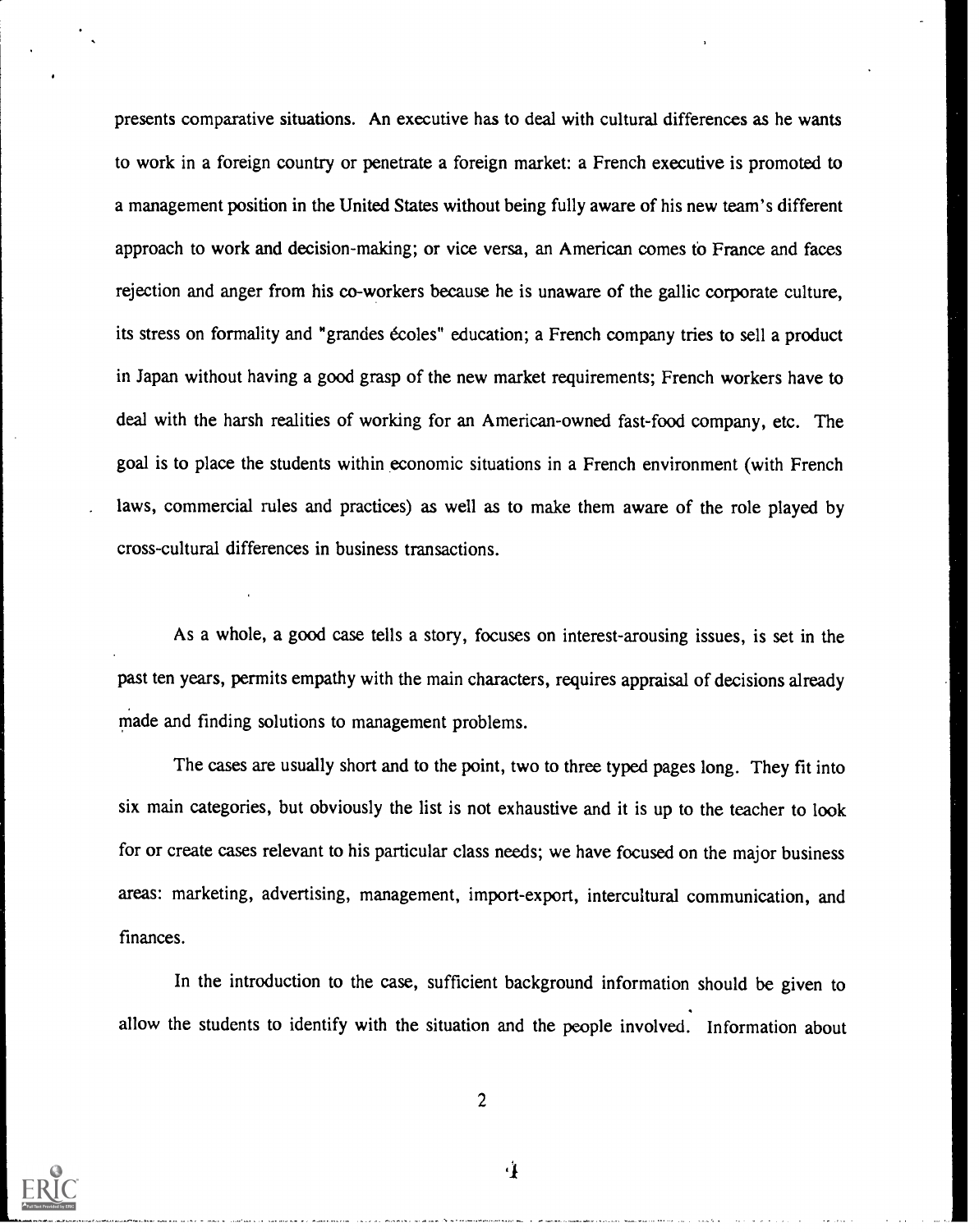presents comparative situations. An executive has to deal with cultural differences as he wants to work in a foreign country or penetrate a foreign market: a French executive is promoted to a management position in the United States without being fully aware of his new team's different approach to work and decision-making; or vice versa, an American comes to France and faces rejection and anger from his co-workers because he is unaware of the gallic corporate culture, its stress on formality and "grandes écoles" education; a French company tries to sell a product in Japan without having a good grasp of the new market requirements; French workers have to deal with the harsh realities of working for an American-owned fast-food company, etc. The goal is to place the students within economic situations in a French environment (with French laws, commercial rules and practices) as well as to make them aware of the role played by cross-cultural differences in business transactions.

As a whole, a good case tells a story, focuses on interest-arousing issues, is set in the past ten years, permits empathy with the main characters, requires appraisal of decisions already made and finding solutions to management problems.

The cases are usually short and to the point, two to three typed pages long. They fit into six main categories, but obviously the list is not exhaustive and it is up to the teacher to look for or create cases relevant to his particular class needs; we have focused on the major business areas: marketing, advertising, management, import-export, intercultural communication, and finances.

In the introduction to the case, sufficient background information should be given to allow the students to identify with the situation and the people involved. Information about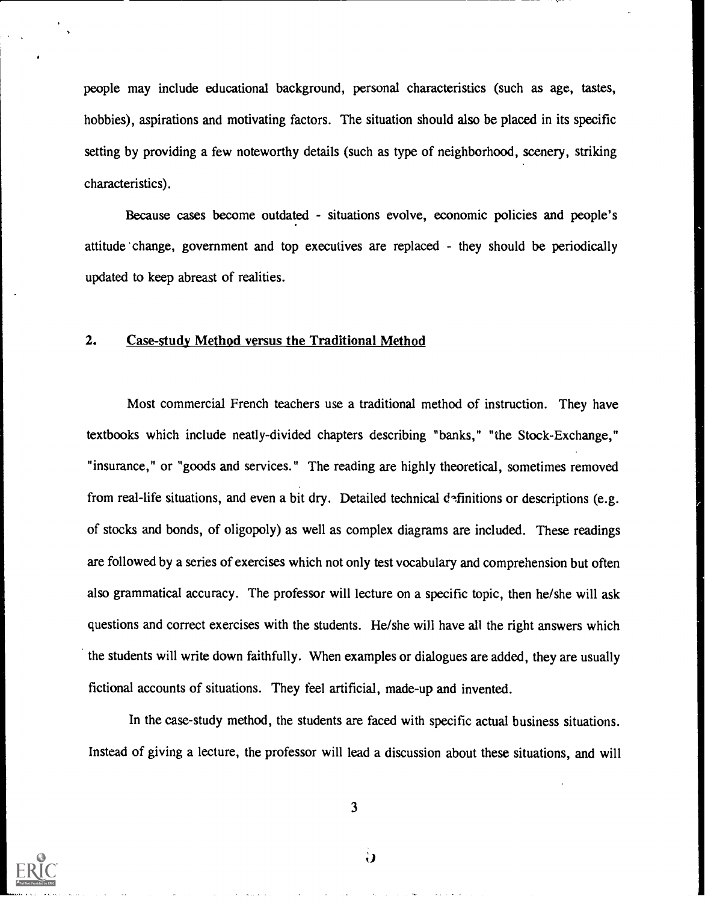people may include educational background, personal characteristics (such as age, tastes, hobbies), aspirations and motivating factors. The situation should also be placed in its specific setting by providing a few noteworthy details (such as type of neighborhood, scenery, striking characteristics).

Because cases become outdated - situations evolve, economic policies and people's attitude change, government and top executives are replaced - they should be periodically updated to keep abreast of realities.

## 2. Case-study Method versus the Traditional Method

Most commercial French teachers use a traditional method of instruction. They have textbooks which include neatly-divided chapters describing "banks," "the Stock-Exchange," "insurance," or "goods and services." The reading are highly theoretical, sometimes removed from real-life situations, and even a bit dry. Detailed technical definitions or descriptions (e.g. of stocks and bonds, of oligopoly) as well as complex diagrams are included. These readings are followed by a series of exercises which not only test vocabulary and comprehension but often also grammatical accuracy. The professor will lecture on a specific topic, then he/she will ask questions and correct exercises with the students. He/she will have all the right answers which the students will write down faithfully. When examples or dialogues are added, they are usually fictional accounts of situations. They feel artificial, made-up and invented.

In the case-study method, the students are faced with specific actual business situations. Instead of giving a lecture, the professor will lead a discussion about these situations, and will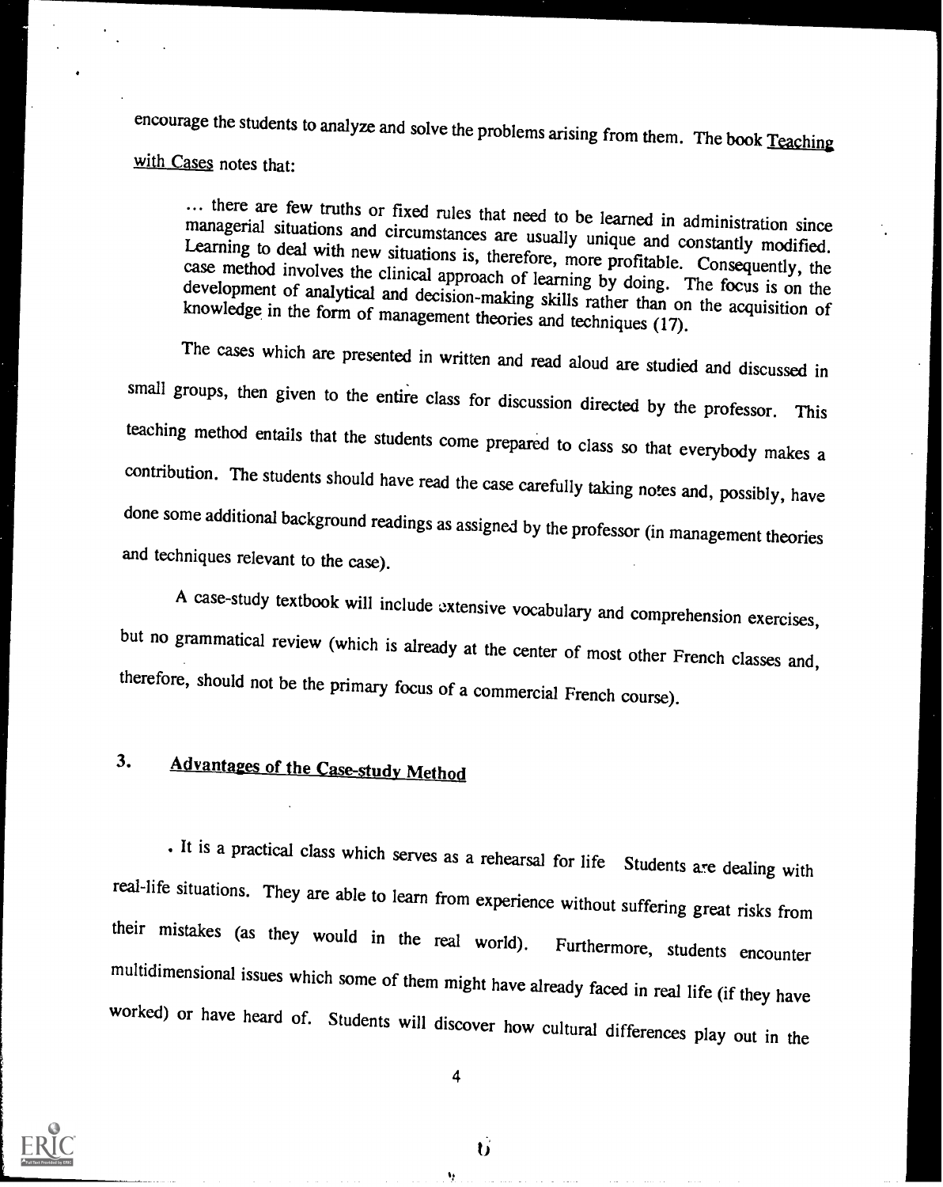encourage the students to analyze and solve the problems arising from them. The book Teaching with Cases notes that:

> ... there are few truths or fixed rules that need to be learned in administration since managerial situations and circumstances are usually unique and constantly modified. Learning to deal with new situations is, therefore, more profitable. Consequently, the case method involves the clinical approach of learning by doing. The focus is on the development of analytical and decision-making skills rather than on the acquisition of knowledge in the form of management theories and techniques (17).

The cases which are presented in written and read aloud are studied and discussed in small groups, then given to the entire class for discussion directed by the professor. This teaching method entails that the students come prepared to class so that everybody makes a contribution. The students should have read the case carefully taking notes and, possibly, have done some additional background readings as assigned by the professor (in management theories and techniques relevant to the case).

A case-study textbook will include extensive vocabulary and comprehension exercises, but no grammatical review (which is already at the center of most other French classes and, therefore, should not be the primary focus of a commercial French course).

## 3. Advantages of the Case-study Method

. It is a practical class which serves as a rehearsal for life Students are dealing with real-life situations. They are able to learn from experience without suffering great risks from their mistakes (as they would in the real world). Furthermore, students encounter multidimensional issues which some of them might have already faced in real life (if they have worked) or have heard of. Students will discover how cultural differences play out in the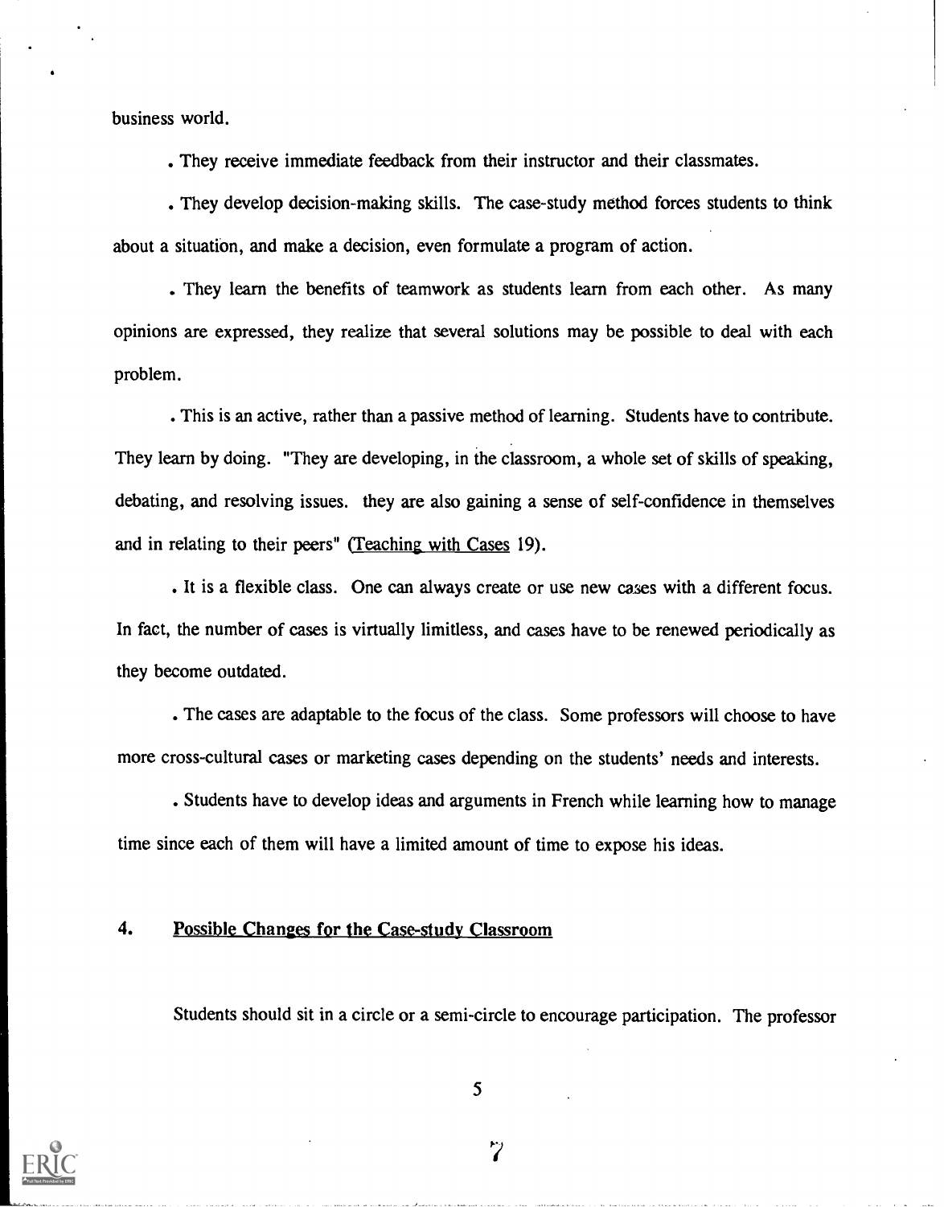business world.

. They receive immediate feedback from their instructor and their classmates.

. They develop decision-making skills. The case-study method forces students to think about a situation, and make a decision, even formulate a program of action.

. They learn the benefits of teamwork as students learn from each other. As many opinions are expressed, they realize that several solutions may be possible to deal with each problem.

. This is an active, rather than a passive method of learning. Students have to contribute. They learn by doing. "They are developing, in the classroom, a whole set of skills of speaking, debating, and resolving issues. they are also gaining a sense of self-confidence in themselves and in relating to their peers" (Teaching with Cases 19).

. It is a flexible class. One can always create or use new cases with a different focus. In fact, the number of cases is virtually limitless, and cases have to be renewed periodically as they become outdated.

. The cases are adaptable to the focus of the class. Some professors will choose to have more cross-cultural cases or marketing cases depending on the students' needs and interests.

. Students have to develop ideas and arguments in French while learning how to manage time since each of them will have a limited amount of time to expose his ideas.

## 4. Possible Changes for the Case-study Classroom

Students should sit in a circle or a semi-circle to encourage participation. The professor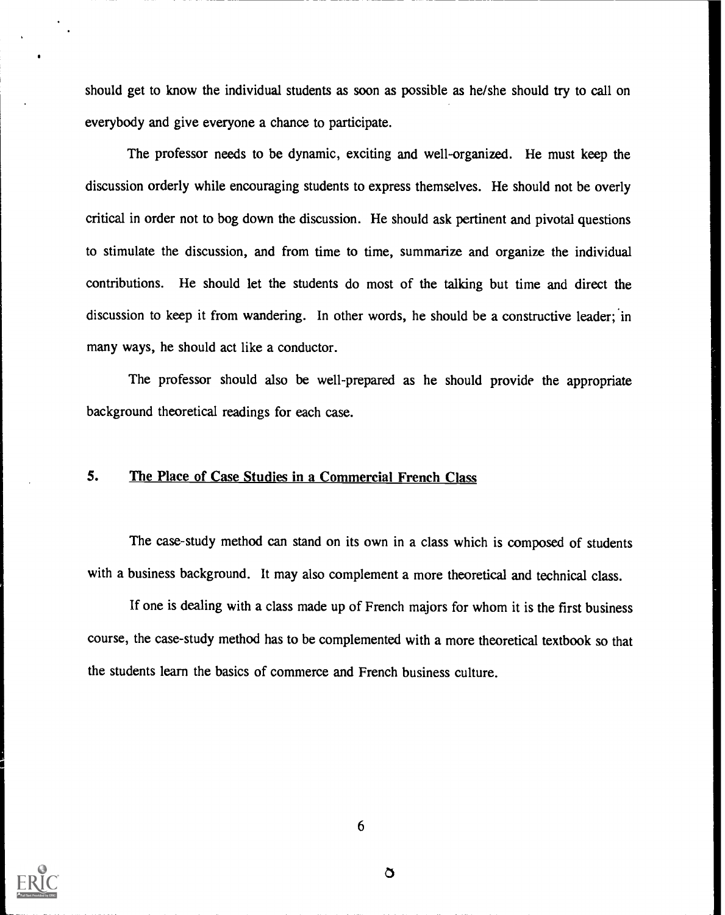should get to know the individual students as soon as possible as he/she should try to call on everybody and give everyone a chance to participate.

The professor needs to be dynamic, exciting and well-organized. He must keep the discussion orderly while encouraging students to express themselves. He should not be overly critical in order not to bog down the discussion. He should ask pertinent and pivotal questions to stimulate the discussion, and from time to time, summarize and organize the individual contributions. He should let the students do most of the talking but time and direct the discussion to keep it from wandering. In other words, he should be a constructive leader; in many ways, he should act like a conductor.

The professor should also be well-prepared as he should provide the appropriate background theoretical readings for each case.

## 5. The Place of Case Studies in a Commercial French Class

The case-study method can stand on its own in a class which is composed of students with a business background. It may also complement a more theoretical and technical class.

If one is dealing with a class made up of French majors for whom it is the first business course, the case-study method has to be complemented with a more theoretical textbook so that the students learn the basics of commerce and French business culture.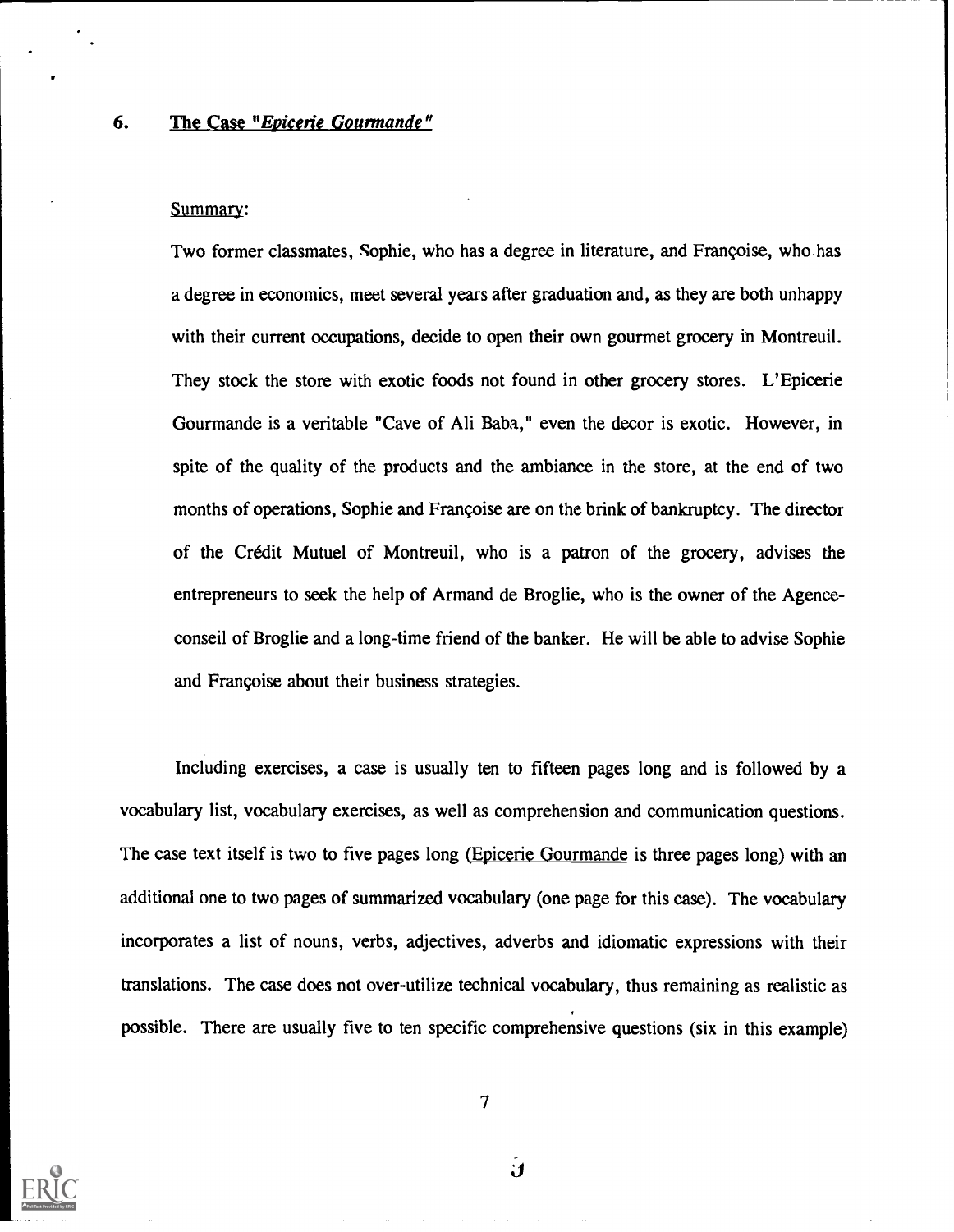## 6. The Case "*Epicerie Gourmande*"

Summary:

Two former classmates, Sophie, who has a degree in literature, and Françoise, who has a degree in economics, meet several years after graduation and, as they are both unhappy with their current occupations, decide to open their own gourmet grocery in Montreuil. They stock the store with exotic foods not found in other grocery stores. L'Epicerie Gourmande is a veritable "Cave of Ali Baba," even the decor is exotic. However, in spite of the quality of the products and the ambiance in the store, at the end of two months of operations, Sophie and Françoise are on the brink of bankruptcy. The director of the Crédit Mutuel of Montreuil, who is a patron of the grocery, advises the entrepreneurs to seek the help of Armand de Broglie, who is the owner of the Agence-conseil of Broglie and a long-time friend of the banker. He will be able to advise Sophie and Françoise about their business strategies.

Including exercises, a case is usually ten to fifteen pages long and is followed by a vocabulary list, vocabulary exercises, as well as comprehension and communication questions. The case text itself is two to five pages long (Epicerie Gourmande is three pages long) with an additional one to two pages of summarized vocabulary (one page for this case). The vocabulary incorporates a list of nouns, verbs, adjectives, adverbs and idiomatic expressions with their translations. The case does not over-utilize technical vocabulary, thus remaining as realistic as possible. There are usually five to ten specific comprehensive questions (six in this example)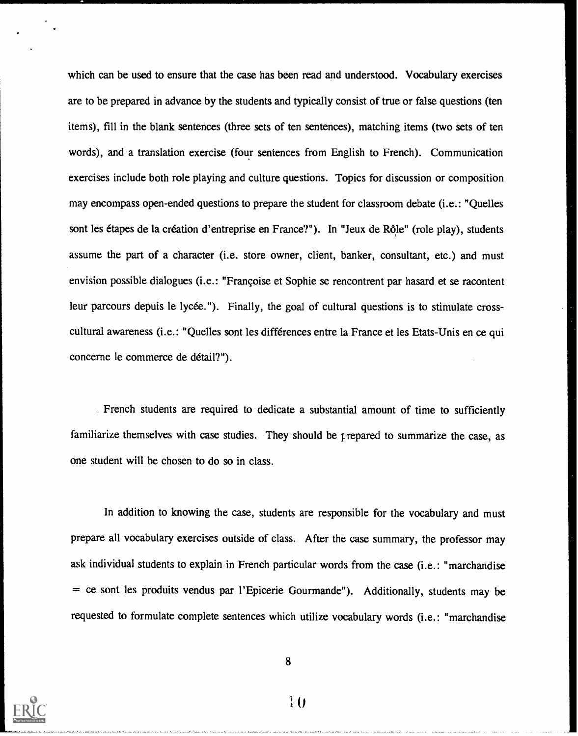which can be used to ensure that the case has been read and understood. Vocabulary exercises are to be prepared in advance by the students and typically consist of true or false questions (ten items), fill in the blank sentences (three sets of ten sentences), matching items (two sets of ten words), and a translation exercise (four sentences from English to French). Communication exercises include both role playing and culture questions. Topics for discussion or composition may encompass open-ended questions to prepare the student for classroom debate (i.e.: "Quelles sont les étapes de la création d'entreprise en France?"). In "Jeux de Rôle" (role play), students assume the part of a character (i.e. store owner, client, banker, consultant, etc.) and must envision possible dialogues (i.e.: "Françoise et Sophie se rencontrent par hasard et se racontent leur parcours depuis le lycée."). Finally, the goal of cultural questions is to stimulate cross-cultural awareness (i.e.: "Quelles sont les différences entre la France et les Etats-Unis en ce qui concerne le commerce de détail?").

French students are required to dedicate a substantial amount of time to sufficiently familiarize themselves with case studies. They should be prepared to summarize the case, as one student will be chosen to do so in class.

In addition to knowing the case, students are responsible for the vocabulary and must prepare all vocabulary exercises outside of class. After the case summary, the professor may ask individual students to explain in French particular words from the case (i.e.: "marchandise = ce sont les produits vendus par l'Epicerie Gourmande"). Additionally, students may be requested to formulate complete sentences which utilize vocabulary words (i.e.: "marchandise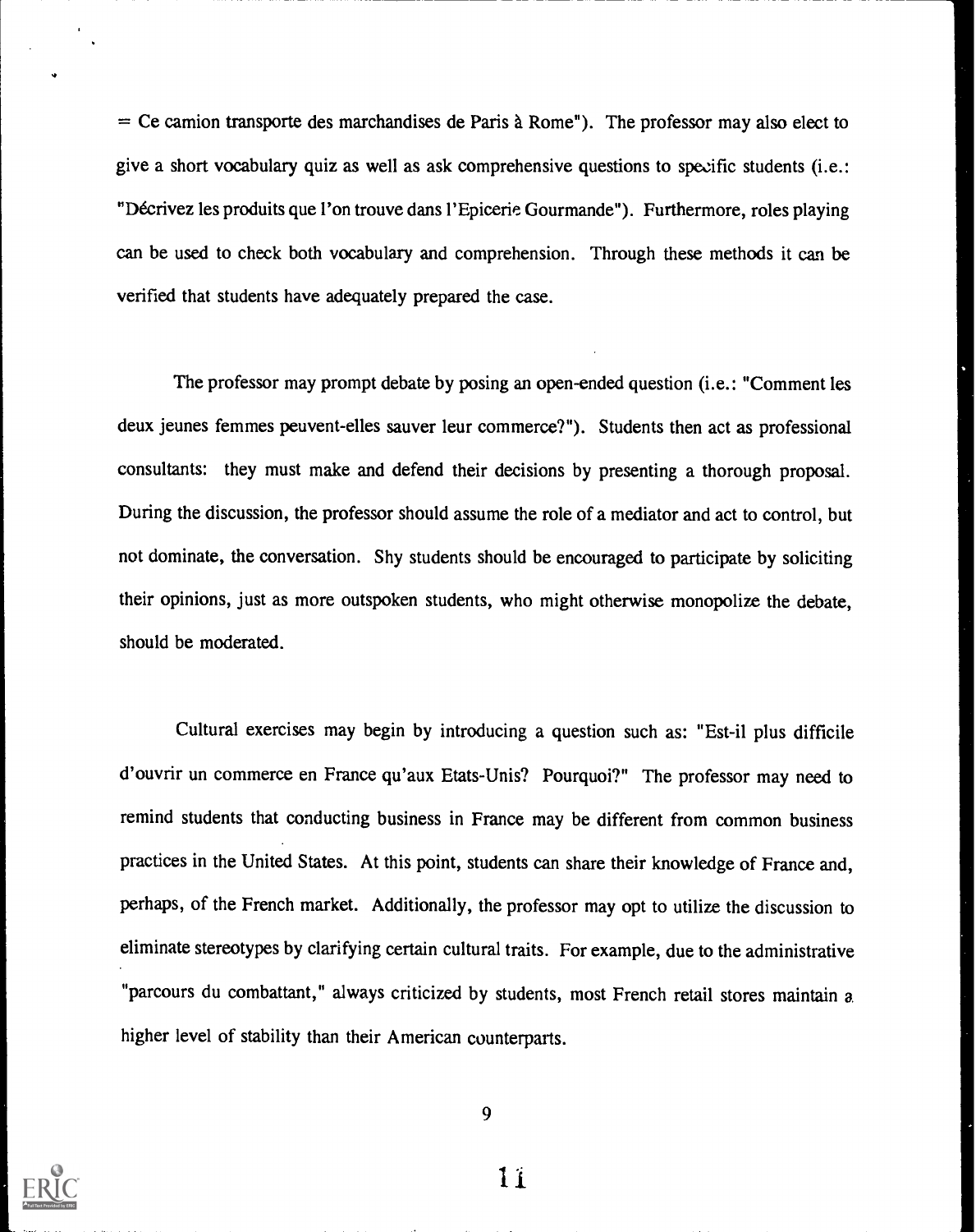= Ce camion transporte des marchandises de Paris à Rome"). The professor may also elect to give a short vocabulary quiz as well as ask comprehensive questions to specific students (i.e.: "Décrivez les produits que l'on trouve dans l'Epicerie Gourmande"). Furthermore, roles playing can be used to check both vocabulary and comprehension. Through these methods it can be verified that students have adequately prepared the case.

The professor may prompt debate by posing an open-ended question (i.e.: "Comment les deux jeunes femmes peuvent-elles sauver leur commerce?"). Students then act as professional consultants: they must make and defend their decisions by presenting a thorough proposal. During the discussion, the professor should assume the role of a mediator and act to control, but not dominate, the conversation. Shy students should be encouraged to participate by soliciting their opinions, just as more outspoken students, who might otherwise monopolize the debate, should be moderated.

Cultural exercises may begin by introducing a question such as: "Est-il plus difficile d'ouvrir un commerce en France qu'aux Etats-Unis? Pourquoi?" The professor may need to remind students that conducting business in France may be different from common business practices in the United States. At this point, students can share their knowledge of France and, perhaps, of the French market. Additionally, the professor may opt to utilize the discussion to eliminate stereotypes by clarifying certain cultural traits. For example, due to the administrative "parcours du combattant," always criticized by students, most French retail stores maintain a higher level of stability than their American counterparts.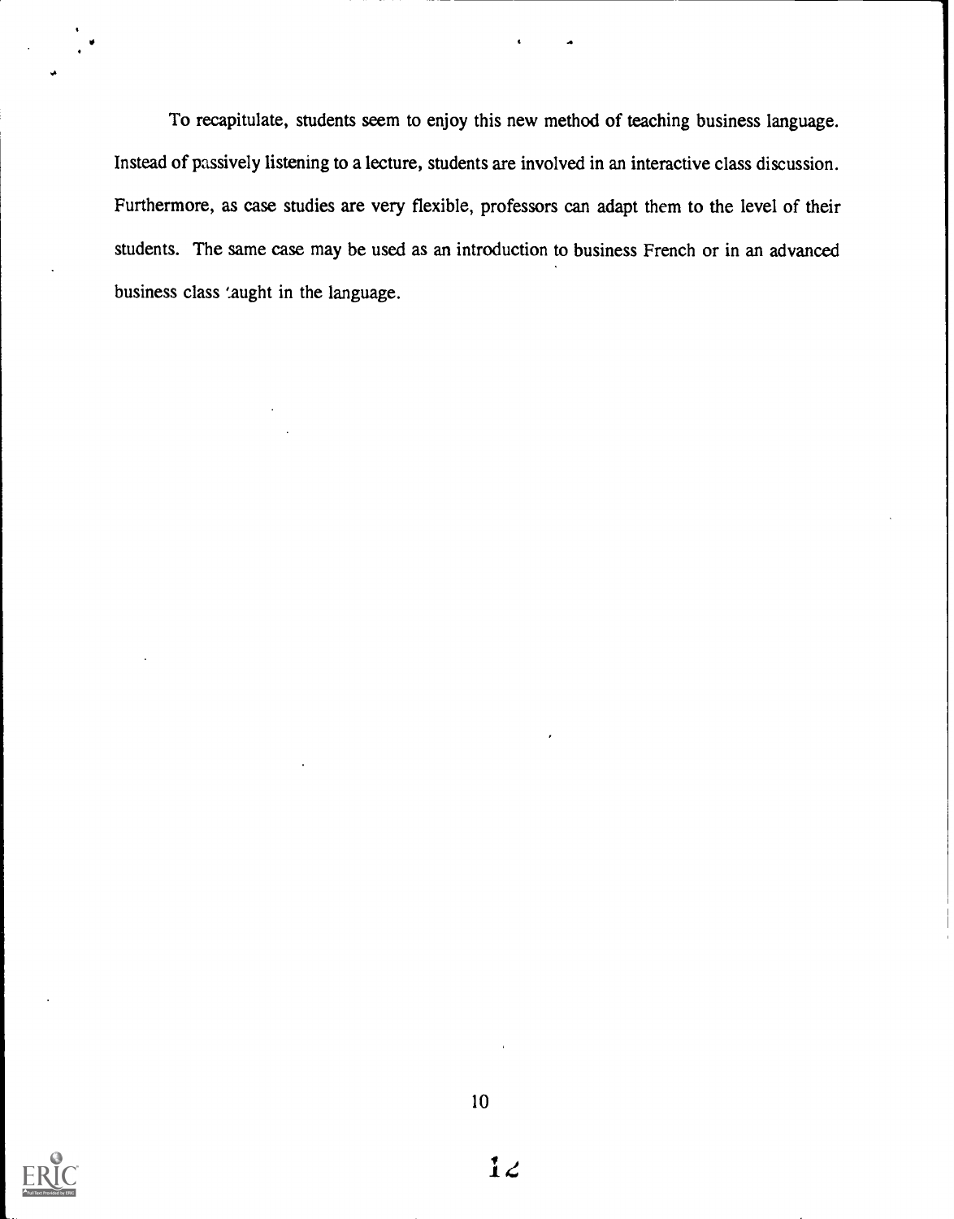To recapitulate, students seem to enjoy this new method of teaching business language. Instead of passively listening to a lecture, students are involved in an interactive class discussion. Furthermore, as case studies are very flexible, professors can adapt them to the level of their students. The same case may be used as an introduction to business French or in an advanced business class 'aught in the language.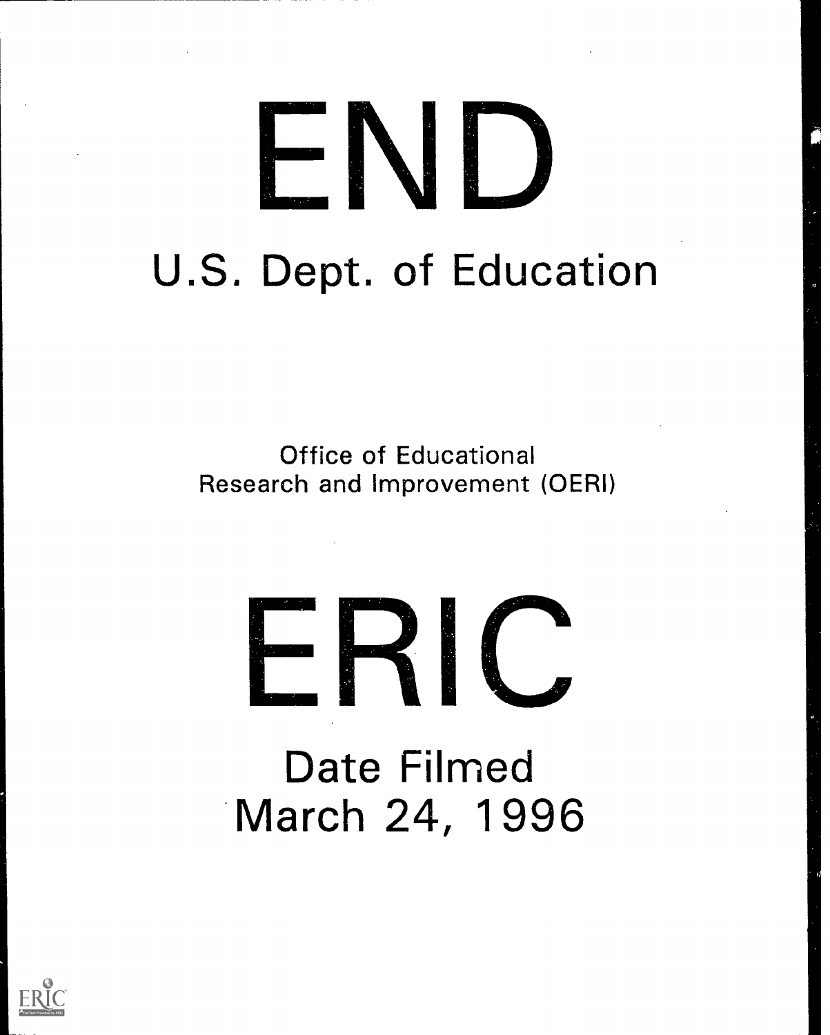# END

## U.S. Dept. of Education

Office of Educational Research and Improvement (OERI)

# ERIC

## Date Filmed March 24, 1996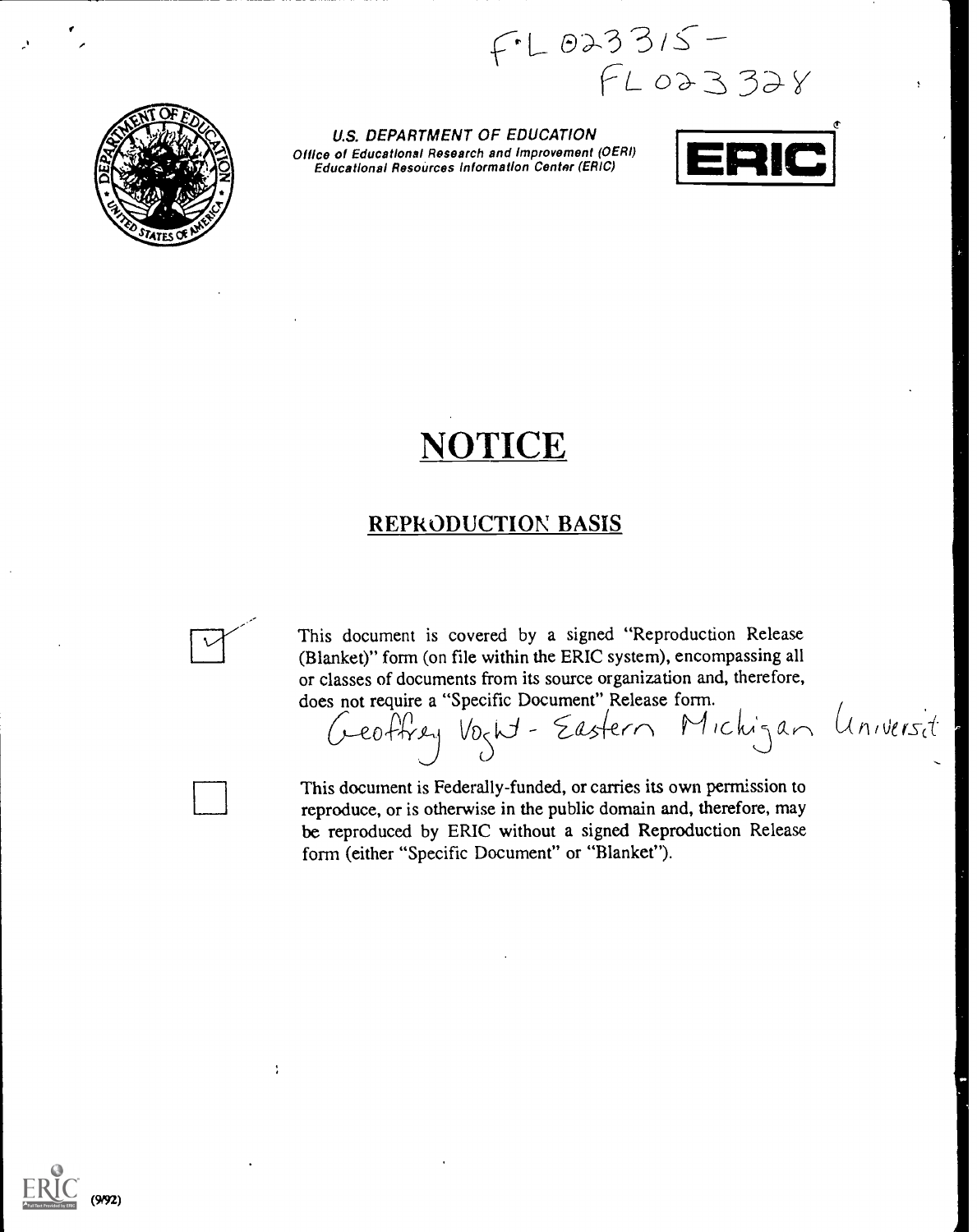FL 023315 -
FL 023328

U.S. DEPARTMENT OF EDUCATION
*Office of Educational Research and Improvement (OERI)*
*Educational Resources Information Center (ERIC)*

ERIC

# NOTICE

## REPRODUCTION BASIS

- [x] This document is covered by a signed "Reproduction Release (Blanket)" form (on file within the ERIC system), encompassing all or classes of documents from its source organization and, therefore, does not require a "Specific Document" Release form.

  Geoffrey Voght - Eastern Michigan Universit

- [ ] This document is Federally-funded, or carries its own permission to reproduce, or is otherwise in the public domain and, therefore, may be reproduced by ERIC without a signed Reproduction Release form (either "Specific Document" or "Blanket").

(9/92)